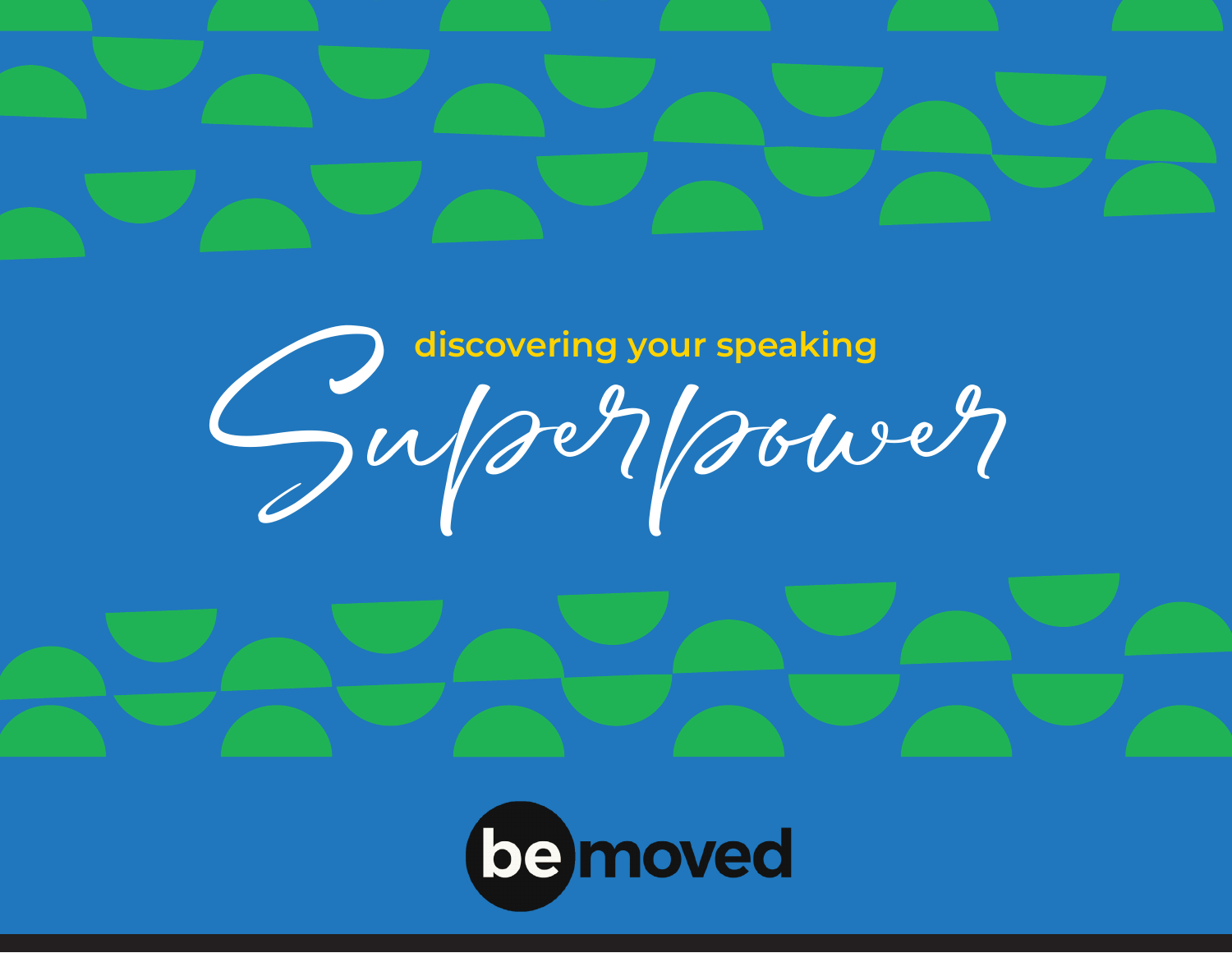# discovering your speaking Superpower

be moved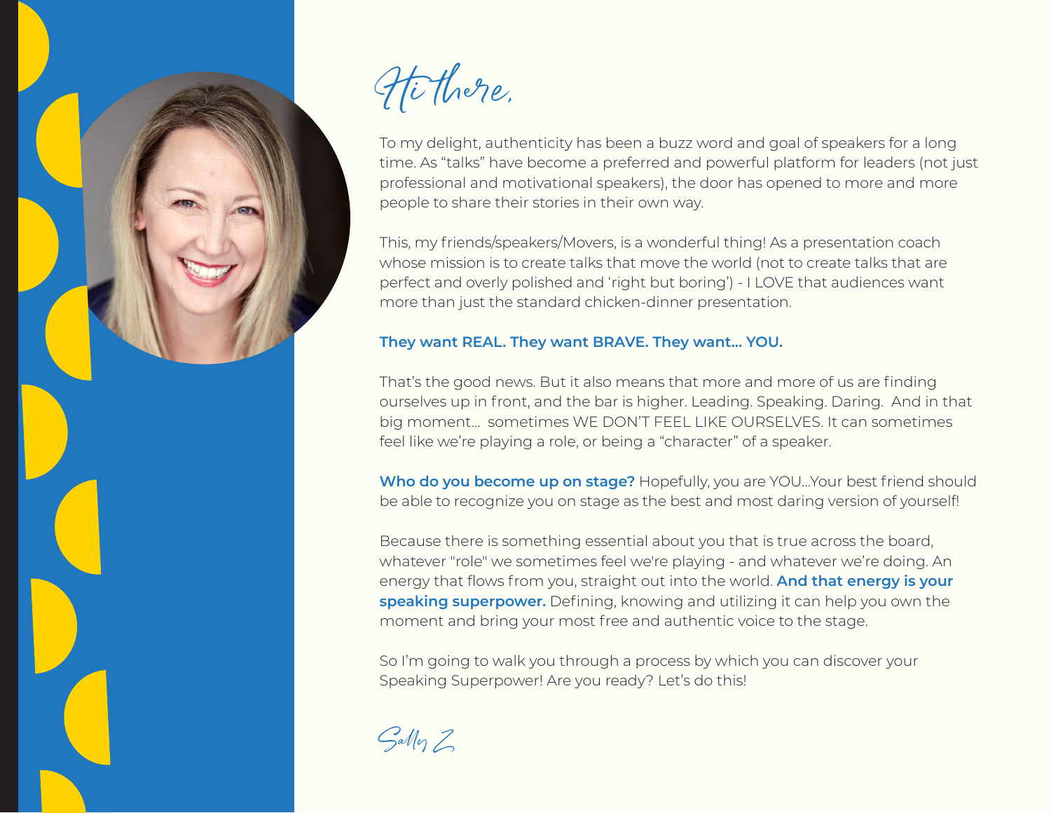# Hi there,

To my delight, authenticity has been a buzz word and goal of speakers for a long time. As "talks" have become a preferred and powerful platform for leaders (not just professional and motivational speakers), the door has opened to more and more people to share their stories in their own way.

This, my friends/speakers/Movers, is a wonderful thing! As a presentation coach whose mission is to create talks that move the world (not to create talks that are perfect and overly polished and 'right but boring') - I LOVE that audiences want more than just the standard chicken-dinner presentation.

**They want REAL. They want BRAVE. They want... YOU.**

That's the good news. But it also means that more and more of us are finding ourselves up in front, and the bar is higher. Leading. Speaking. Daring. And in that big moment... sometimes WE DON'T FEEL LIKE OURSELVES. It can sometimes feel like we're playing a role, or being a "character" of a speaker.

**Who do you become up on stage?** Hopefully, you are YOU...Your best friend should be able to recognize you on stage as the best and most daring version of yourself!

Because there is something essential about you that is true across the board, whatever "role" we sometimes feel we're playing - and whatever we're doing. An energy that flows from you, straight out into the world. **And that energy is your speaking superpower.** Defining, knowing and utilizing it can help you own the moment and bring your most free and authentic voice to the stage.

So I'm going to walk you through a process by which you can discover your Speaking Superpower! Are you ready? Let's do this!

*Sally Z*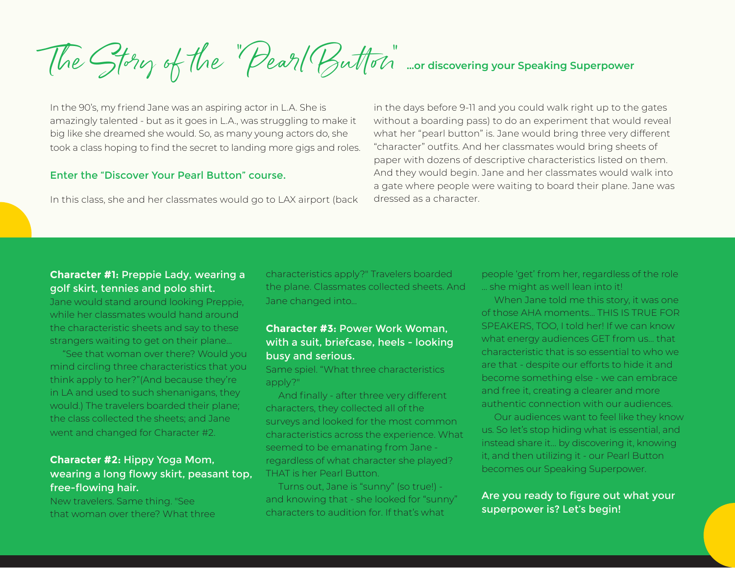# The Story of the "Pearl Button" ...or discovering your Speaking Superpower

In the 90's, my friend Jane was an aspiring actor in L.A. She is amazingly talented - but as it goes in L.A., was struggling to make it big like she dreamed she would. So, as many young actors do, she took a class hoping to find the secret to landing more gigs and roles.

**Enter the "Discover Your Pearl Button" course.**

In this class, she and her classmates would go to LAX airport (back in the days before 9-11 and you could walk right up to the gates without a boarding pass) to do an experiment that would reveal what her "pearl button" is. Jane would bring three very different "character" outfits. And her classmates would bring sheets of paper with dozens of descriptive characteristics listed on them. And they would begin. Jane and her classmates would walk into a gate where people were waiting to board their plane. Jane was dressed as a character.

**Character #1: Preppie Lady, wearing a golf skirt, tennies and polo shirt.**

Jane would stand around looking Preppie, while her classmates would hand around the characteristic sheets and say to these strangers waiting to get on their plane...

"See that woman over there? Would you mind circling three characteristics that you think apply to her?"(And because they're in LA and used to such shenanigans, they would.) The travelers boarded their plane; the class collected the sheets; and Jane went and changed for Character #2.

**Character #2: Hippy Yoga Mom, wearing a long flowy skirt, peasant top, free-flowing hair.**

New travelers. Same thing. "See that woman over there? What three characteristics apply?" Travelers boarded the plane. Classmates collected sheets. And Jane changed into...

**Character #3: Power Work Woman, with a suit, briefcase, heels - looking busy and serious.**

Same spiel. "What three characteristics apply?"

And finally - after three very different characters, they collected all of the surveys and looked for the most common characteristics across the experience. What seemed to be emanating from Jane - regardless of what character she played? THAT is her Pearl Button.

Turns out, Jane is "sunny" (so true!) - and knowing that - she looked for "sunny" characters to audition for. If that's what people 'get' from her, regardless of the role ... she might as well lean into it!

When Jane told me this story, it was one of those AHA moments... THIS IS TRUE FOR SPEAKERS, TOO, I told her! If we can know what energy audiences GET from us... that characteristic that is so essential to who we are that - despite our efforts to hide it and become something else - we can embrace and free it, creating a clearer and more authentic connection with our audiences.

Our audiences want to feel like they know us. So let's stop hiding what is essential, and instead share it... by discovering it, knowing it, and then utilizing it - our Pearl Button becomes our Speaking Superpower.

**Are you ready to figure out what your superpower is? Let's begin!**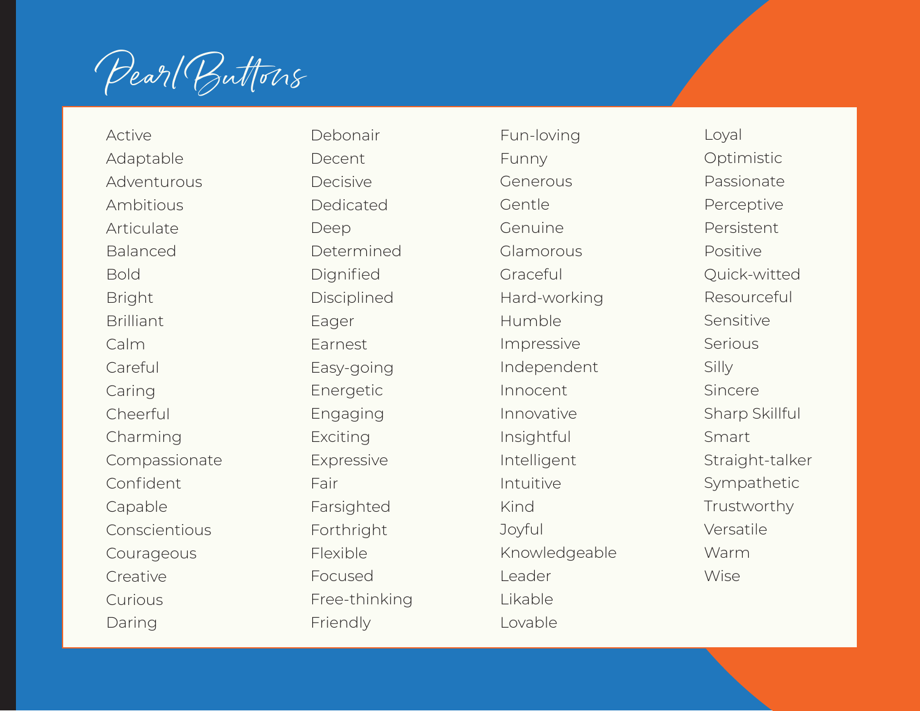# Pearl Buttons

- Active
- Adaptable
- Adventurous
- Ambitious
- Articulate
- Balanced
- Bold
- Bright
- Brilliant
- Calm
- Careful
- Caring
- Cheerful
- Charming
- Compassionate
- Confident
- Capable
- Conscientious
- Courageous
- Creative
- Curious
- Daring
- Debonair
- Decent
- Decisive
- Dedicated
- Deep
- Determined
- Dignified
- Disciplined
- Eager
- Earnest
- Easy-going
- Energetic
- Engaging
- Exciting
- Expressive
- Fair
- Farsighted
- Forthright
- Flexible
- Focused
- Free-thinking
- Friendly
- Fun-loving
- Funny
- Generous
- Gentle
- Genuine
- Glamorous
- Graceful
- Hard-working
- Humble
- Impressive
- Independent
- Innocent
- Innovative
- Insightful
- Intelligent
- Intuitive
- Kind
- Joyful
- Knowledgeable
- Leader
- Likable
- Lovable
- Loyal
- Optimistic
- Passionate
- Perceptive
- Persistent
- Positive
- Quick-witted
- Resourceful
- Sensitive
- Serious
- Silly
- Sincere
- Sharp Skillful
- Smart
- Straight-talker
- Sympathetic
- Trustworthy
- Versatile
- Warm
- Wise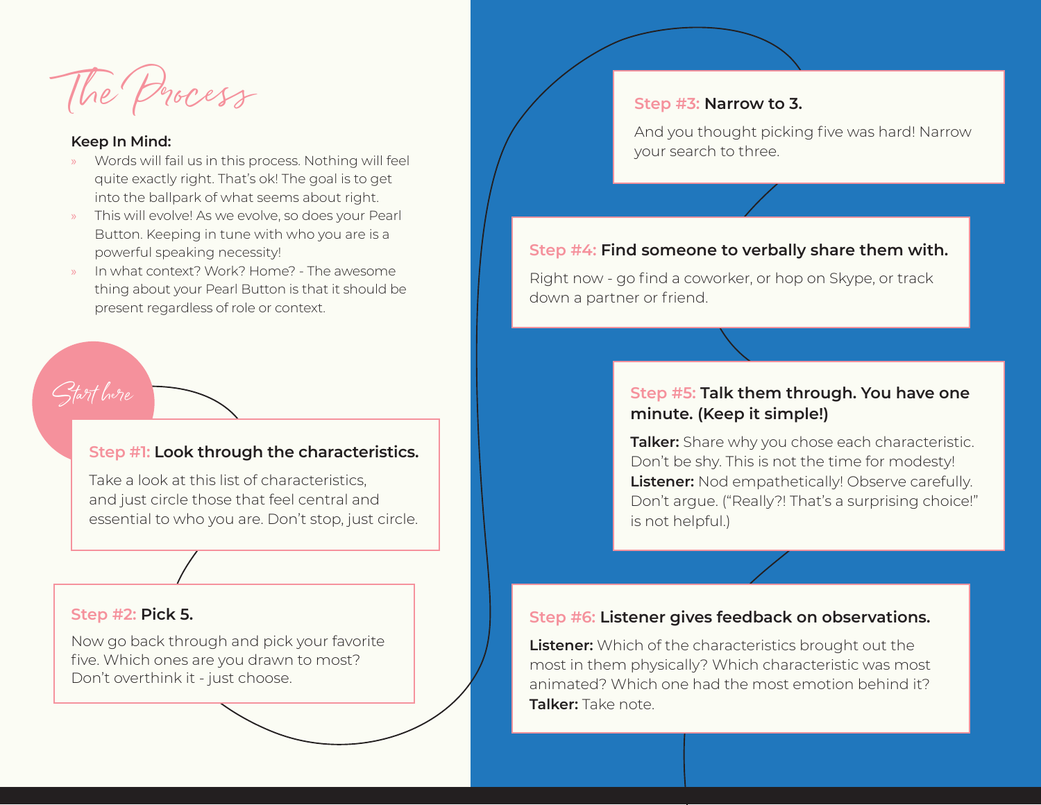# The Process

**Keep In Mind:**

- Words will fail us in this process. Nothing will feel quite exactly right. That's ok! The goal is to get into the ballpark of what seems about right.
- This will evolve! As we evolve, so does your Pearl Button. Keeping in tune with who you are is a powerful speaking necessity!
- In what context? Work? Home? - The awesome thing about your Pearl Button is that it should be present regardless of role or context.

*Start here*

### Step #1: Look through the characteristics.

Take a look at this list of characteristics, and just circle those that feel central and essential to who you are. Don't stop, just circle.

### Step #2: Pick 5.

Now go back through and pick your favorite five. Which ones are you drawn to most? Don't overthink it - just choose.

### Step #3: Narrow to 3.

And you thought picking five was hard! Narrow your search to three.

### Step #4: Find someone to verbally share them with.

Right now - go find a coworker, or hop on Skype, or track down a partner or friend.

### Step #5: Talk them through. You have one minute. (Keep it simple!)

**Talker:** Share why you chose each characteristic. Don't be shy. This is not the time for modesty!
**Listener:** Nod empathetically! Observe carefully. Don't argue. ("Really?! That's a surprising choice!" is not helpful.)

### Step #6: Listener gives feedback on observations.

**Listener:** Which of the characteristics brought out the most in them physically? Which characteristic was most animated? Which one had the most emotion behind it?
**Talker:** Take note.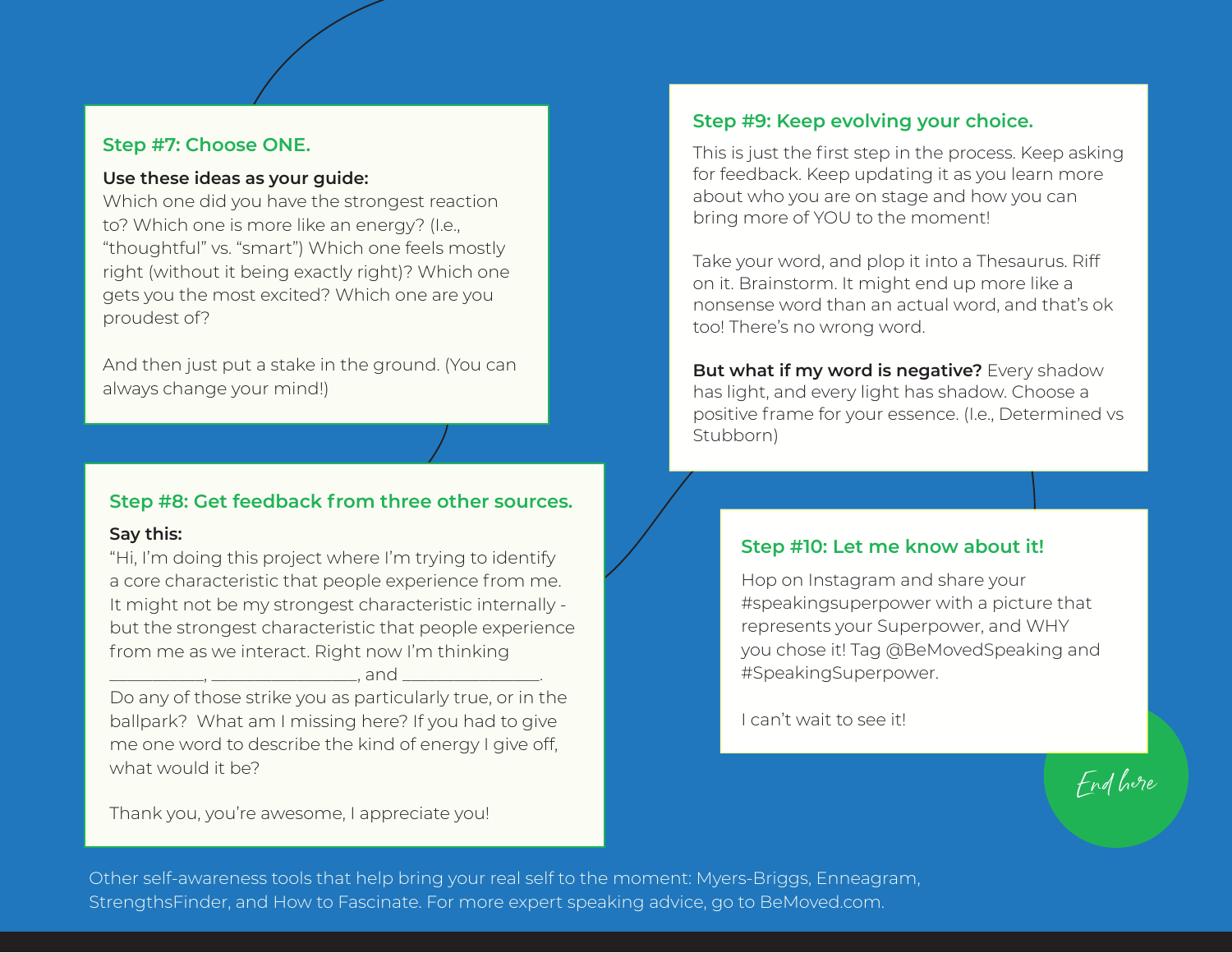## Step #7: Choose ONE.

**Use these ideas as your guide:**
Which one did you have the strongest reaction to? Which one is more like an energy? (I.e., "thoughtful" vs. "smart") Which one feels mostly right (without it being exactly right)? Which one gets you the most excited? Which one are you proudest of?

And then just put a stake in the ground. (You can always change your mind!)

## Step #8: Get feedback from three other sources.

**Say this:**
"Hi, I'm doing this project where I'm trying to identify a core characteristic that people experience from me. It might not be my strongest characteristic internally - but the strongest characteristic that people experience from me as we interact. Right now I'm thinking __________, ________________, and _______________. Do any of those strike you as particularly true, or in the ballpark? What am I missing here? If you had to give me one word to describe the kind of energy I give off, what would it be?

Thank you, you're awesome, I appreciate you!

## Step #9: Keep evolving your choice.

This is just the first step in the process. Keep asking for feedback. Keep updating it as you learn more about who you are on stage and how you can bring more of YOU to the moment!

Take your word, and plop it into a Thesaurus. Riff on it. Brainstorm. It might end up more like a nonsense word than an actual word, and that's ok too! There's no wrong word.

**But what if my word is negative?** Every shadow has light, and every light has shadow. Choose a positive frame for your essence. (I.e., Determined vs Stubborn)

## Step #10: Let me know about it!

Hop on Instagram and share your #speakingsuperpower with a picture that represents your Superpower, and WHY you chose it! Tag @BeMovedSpeaking and #SpeakingSuperpower.

I can't wait to see it!

*End here*

Other self-awareness tools that help bring your real self to the moment: Myers-Briggs, Enneagram, StrengthsFinder, and How to Fascinate. For more expert speaking advice, go to BeMoved.com.